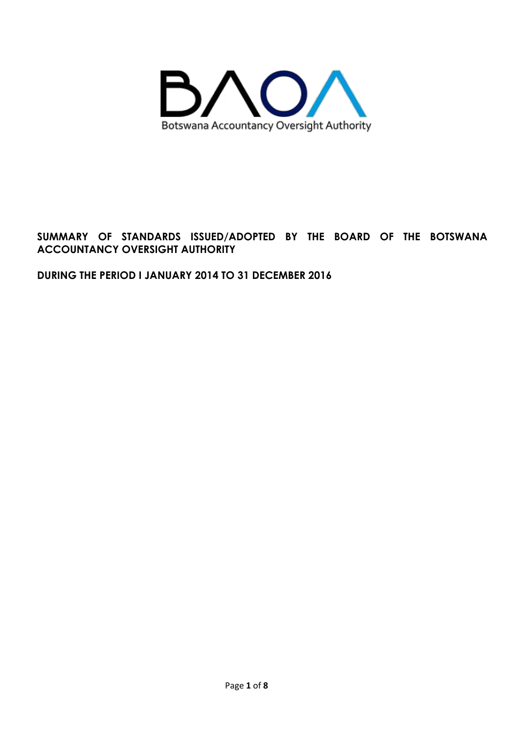Botswana Accountancy Oversight Authority

**SUMMARY OF STANDARDS ISSUED/ADOPTED BY THE BOARD OF THE BOTSWANA ACCOUNTANCY OVERSIGHT AUTHORITY**

**DURING THE PERIOD I JANUARY 2014 TO 31 DECEMBER 2016**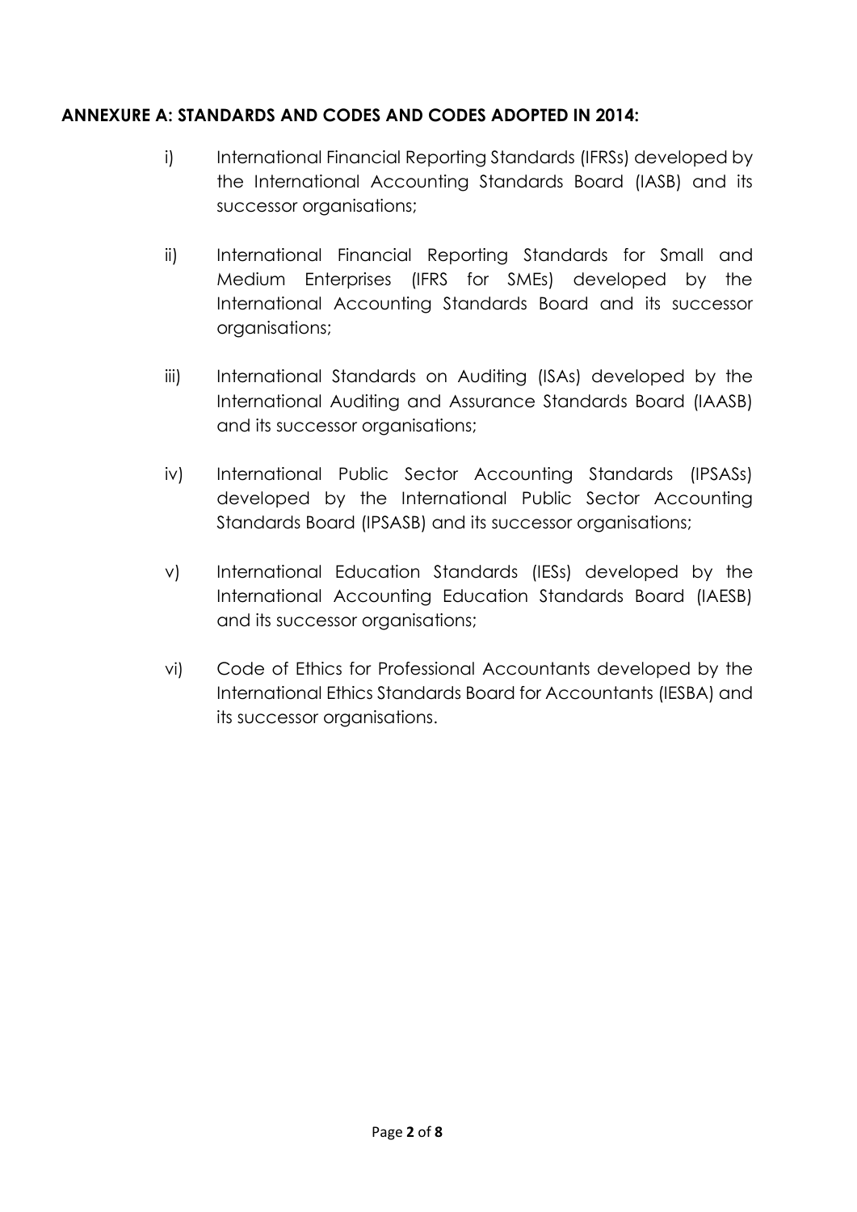**ANNEXURE A: STANDARDS AND CODES AND CODES ADOPTED IN 2014:**

i) International Financial Reporting Standards (IFRSs) developed by the International Accounting Standards Board (IASB) and its successor organisations;

ii) International Financial Reporting Standards for Small and Medium Enterprises (IFRS for SMEs) developed by the International Accounting Standards Board and its successor organisations;

iii) International Standards on Auditing (ISAs) developed by the International Auditing and Assurance Standards Board (IAASB) and its successor organisations;

iv) International Public Sector Accounting Standards (IPSASs) developed by the International Public Sector Accounting Standards Board (IPSASB) and its successor organisations;

v) International Education Standards (IESs) developed by the International Accounting Education Standards Board (IAESB) and its successor organisations;

vi) Code of Ethics for Professional Accountants developed by the International Ethics Standards Board for Accountants (IESBA) and its successor organisations.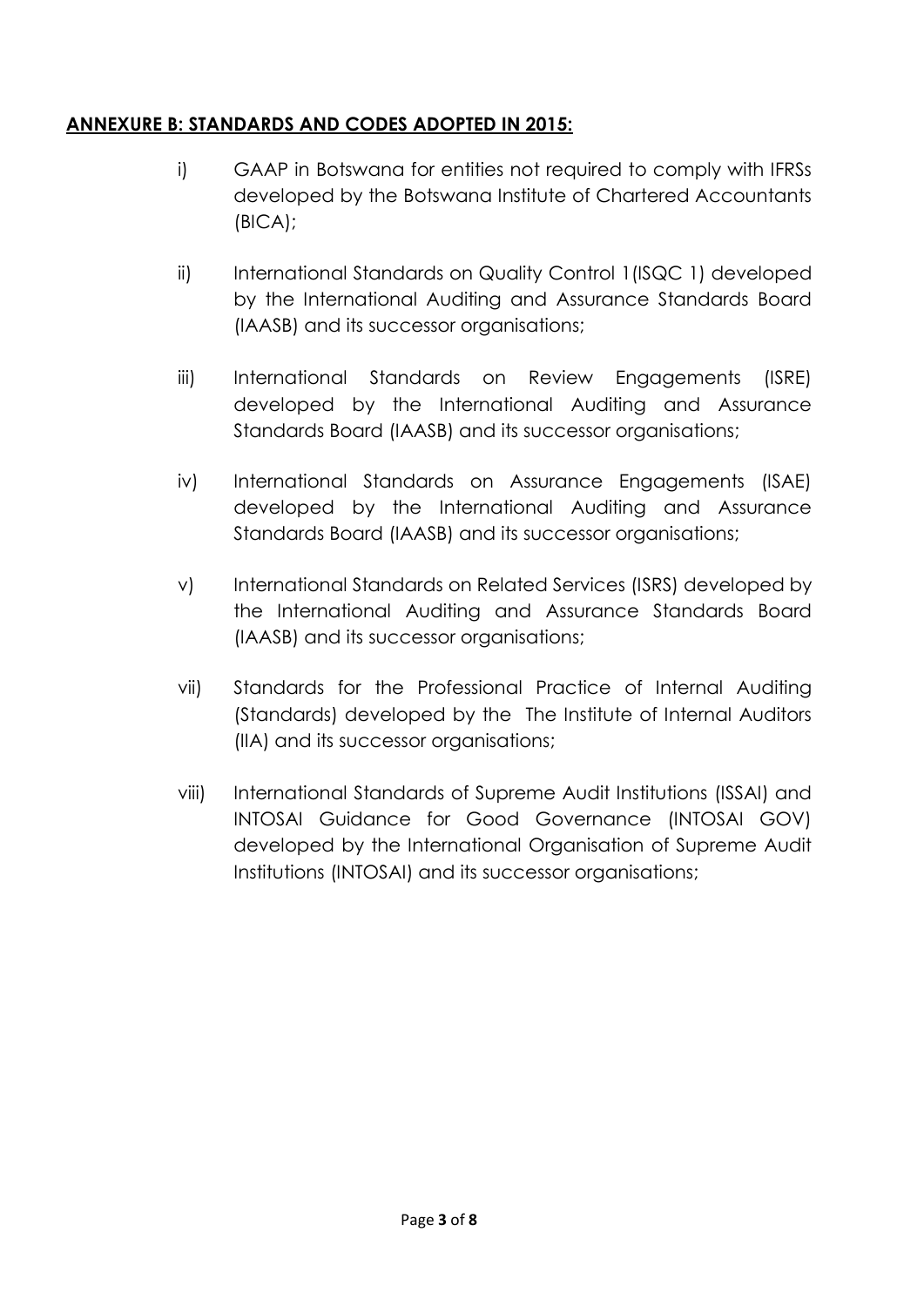**ANNEXURE B: STANDARDS AND CODES ADOPTED IN 2015:**

i) GAAP in Botswana for entities not required to comply with IFRSs developed by the Botswana Institute of Chartered Accountants (BICA);

ii) International Standards on Quality Control 1(ISQC 1) developed by the International Auditing and Assurance Standards Board (IAASB) and its successor organisations;

iii) International Standards on Review Engagements (ISRE) developed by the International Auditing and Assurance Standards Board (IAASB) and its successor organisations;

iv) International Standards on Assurance Engagements (ISAE) developed by the International Auditing and Assurance Standards Board (IAASB) and its successor organisations;

v) International Standards on Related Services (ISRS) developed by the International Auditing and Assurance Standards Board (IAASB) and its successor organisations;

vii) Standards for the Professional Practice of Internal Auditing (Standards) developed by the The Institute of Internal Auditors (IIA) and its successor organisations;

viii) International Standards of Supreme Audit Institutions (ISSAI) and INTOSAI Guidance for Good Governance (INTOSAI GOV) developed by the International Organisation of Supreme Audit Institutions (INTOSAI) and its successor organisations;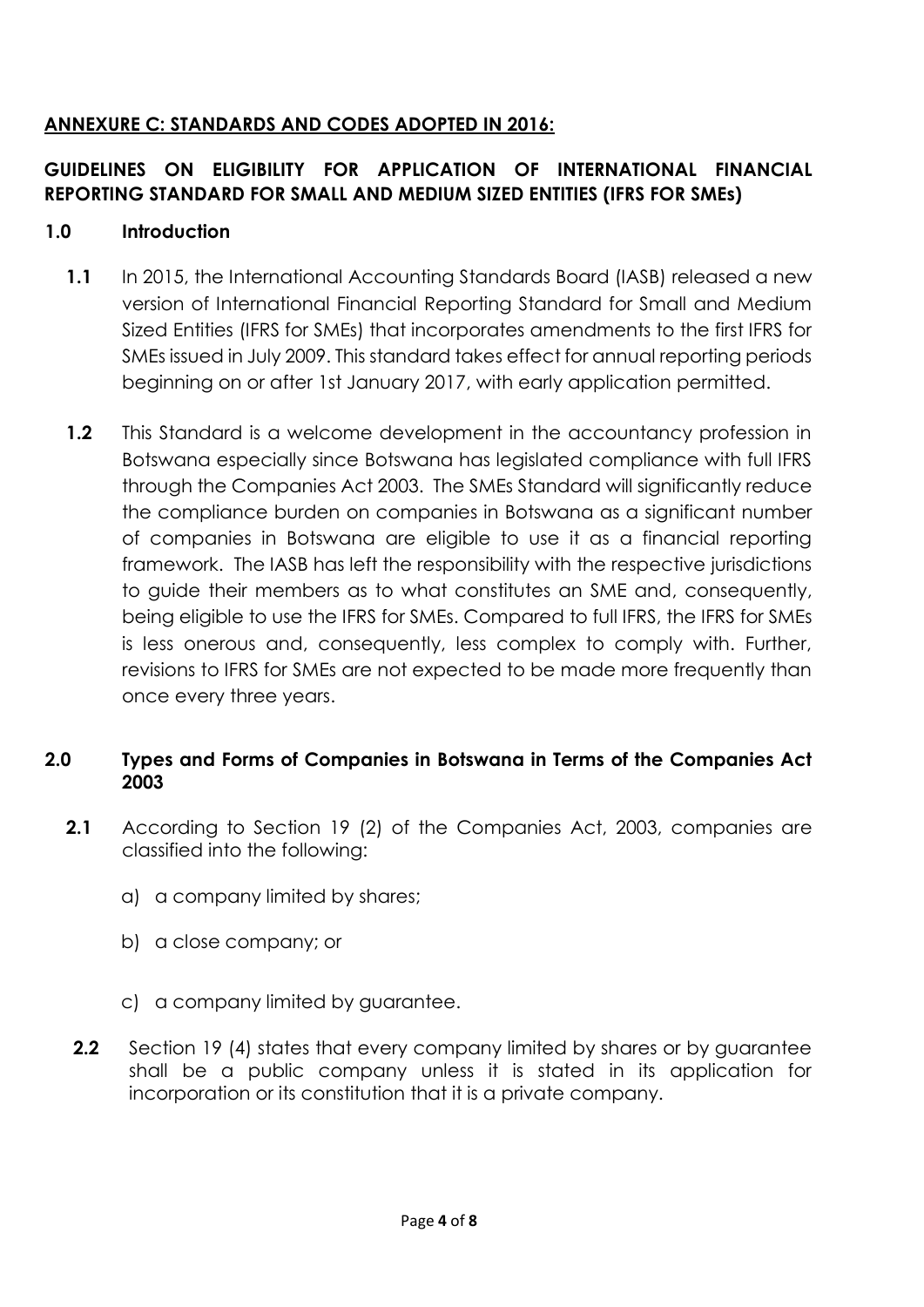## ANNEXURE C: STANDARDS AND CODES ADOPTED IN 2016:

## GUIDELINES ON ELIGIBILITY FOR APPLICATION OF INTERNATIONAL FINANCIAL REPORTING STANDARD FOR SMALL AND MEDIUM SIZED ENTITIES (IFRS FOR SMEs)

### 1.0 Introduction

**1.1** In 2015, the International Accounting Standards Board (IASB) released a new version of International Financial Reporting Standard for Small and Medium Sized Entities (IFRS for SMEs) that incorporates amendments to the first IFRS for SMEs issued in July 2009. This standard takes effect for annual reporting periods beginning on or after 1st January 2017, with early application permitted.

**1.2** This Standard is a welcome development in the accountancy profession in Botswana especially since Botswana has legislated compliance with full IFRS through the Companies Act 2003. The SMEs Standard will significantly reduce the compliance burden on companies in Botswana as a significant number of companies in Botswana are eligible to use it as a financial reporting framework. The IASB has left the responsibility with the respective jurisdictions to guide their members as to what constitutes an SME and, consequently, being eligible to use the IFRS for SMEs. Compared to full IFRS, the IFRS for SMEs is less onerous and, consequently, less complex to comply with. Further, revisions to IFRS for SMEs are not expected to be made more frequently than once every three years.

### 2.0 Types and Forms of Companies in Botswana in Terms of the Companies Act 2003

**2.1** According to Section 19 (2) of the Companies Act, 2003, companies are classified into the following:

a) a company limited by shares;

b) a close company; or

c) a company limited by guarantee.

**2.2** Section 19 (4) states that every company limited by shares or by guarantee shall be a public company unless it is stated in its application for incorporation or its constitution that it is a private company.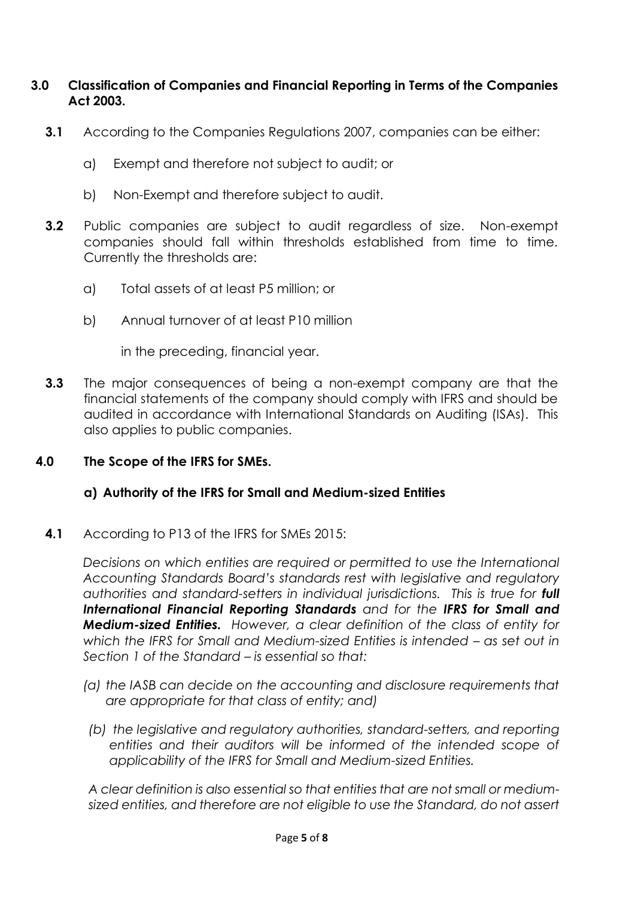## 3.0 Classification of Companies and Financial Reporting in Terms of the Companies Act 2003.

**3.1** According to the Companies Regulations 2007, companies can be either:

a) Exempt and therefore not subject to audit; or

b) Non-Exempt and therefore subject to audit.

**3.2** Public companies are subject to audit regardless of size. Non-exempt companies should fall within thresholds established from time to time. Currently the thresholds are:

a) Total assets of at least P5 million; or

b) Annual turnover of at least P10 million

in the preceding, financial year.

**3.3** The major consequences of being a non-exempt company are that the financial statements of the company should comply with IFRS and should be audited in accordance with International Standards on Auditing (ISAs). This also applies to public companies.

## 4.0 The Scope of the IFRS for SMEs.

### a) Authority of the IFRS for Small and Medium-sized Entities

**4.1** According to P13 of the IFRS for SMEs 2015:

*Decisions on which entities are required or permitted to use the International Accounting Standards Board's standards rest with legislative and regulatory authorities and standard-setters in individual jurisdictions. This is true for **full International Financial Reporting Standards** and for the **IFRS for Small and Medium-sized Entities.** However, a clear definition of the class of entity for which the IFRS for Small and Medium-sized Entities is intended – as set out in Section 1 of the Standard – is essential so that:*

*(a) the IASB can decide on the accounting and disclosure requirements that are appropriate for that class of entity; and)*

*(b) the legislative and regulatory authorities, standard-setters, and reporting entities and their auditors will be informed of the intended scope of applicability of the IFRS for Small and Medium-sized Entities.*

*A clear definition is also essential so that entities that are not small or medium-sized entities, and therefore are not eligible to use the Standard, do not assert*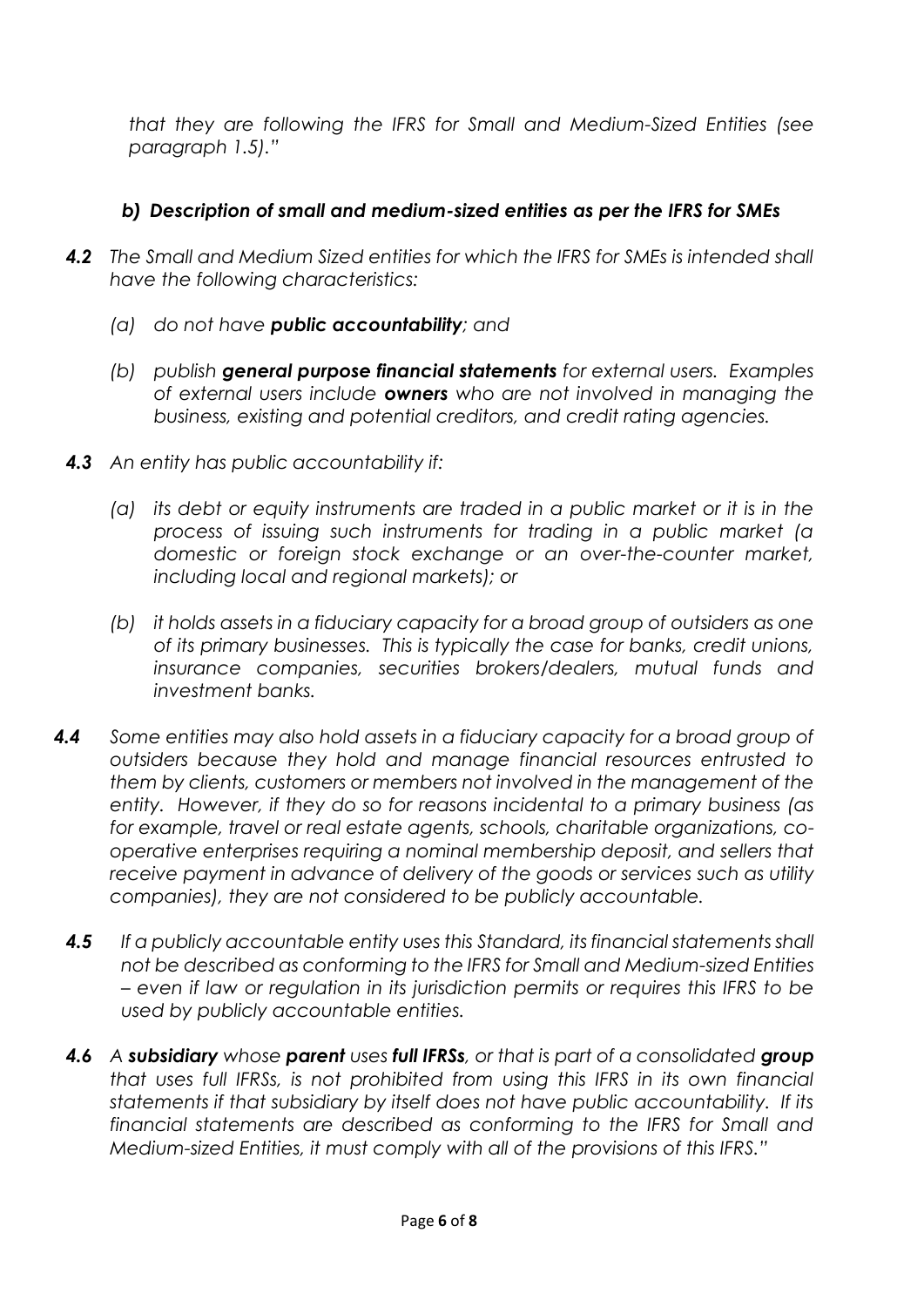*that they are following the IFRS for Small and Medium-Sized Entities (see paragraph 1.5)."*

### *b) Description of small and medium-sized entities as per the IFRS for SMEs*

***4.2*** *The Small and Medium Sized entities for which the IFRS for SMEs is intended shall have the following characteristics:*

*(a) do not have **public accountability**; and*

*(b) publish **general purpose financial statements** for external users. Examples of external users include **owners** who are not involved in managing the business, existing and potential creditors, and credit rating agencies.*

***4.3*** *An entity has public accountability if:*

*(a) its debt or equity instruments are traded in a public market or it is in the process of issuing such instruments for trading in a public market (a domestic or foreign stock exchange or an over-the-counter market, including local and regional markets); or*

*(b) it holds assets in a fiduciary capacity for a broad group of outsiders as one of its primary businesses. This is typically the case for banks, credit unions, insurance companies, securities brokers/dealers, mutual funds and investment banks.*

***4.4*** *Some entities may also hold assets in a fiduciary capacity for a broad group of outsiders because they hold and manage financial resources entrusted to them by clients, customers or members not involved in the management of the entity. However, if they do so for reasons incidental to a primary business (as for example, travel or real estate agents, schools, charitable organizations, co-operative enterprises requiring a nominal membership deposit, and sellers that receive payment in advance of delivery of the goods or services such as utility companies), they are not considered to be publicly accountable.*

***4.5*** *If a publicly accountable entity uses this Standard, its financial statements shall not be described as conforming to the IFRS for Small and Medium-sized Entities – even if law or regulation in its jurisdiction permits or requires this IFRS to be used by publicly accountable entities.*

***4.6*** *A **subsidiary** whose **parent** uses **full IFRSs**, or that is part of a consolidated **group** that uses full IFRSs, is not prohibited from using this IFRS in its own financial statements if that subsidiary by itself does not have public accountability. If its financial statements are described as conforming to the IFRS for Small and Medium-sized Entities, it must comply with all of the provisions of this IFRS."*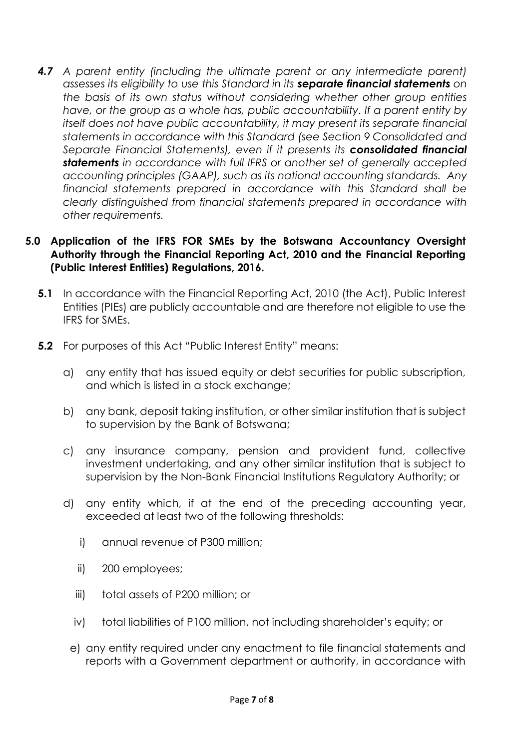*__4.7__ A parent entity (including the ultimate parent or any intermediate parent) assesses its eligibility to use this Standard in its __separate financial statements__ on the basis of its own status without considering whether other group entities have, or the group as a whole has, public accountability. If a parent entity by itself does not have public accountability, it may present its separate financial statements in accordance with this Standard (see Section 9 Consolidated and Separate Financial Statements), even if it presents its __consolidated financial statements__ in accordance with full IFRS or another set of generally accepted accounting principles (GAAP), such as its national accounting standards. Any financial statements prepared in accordance with this Standard shall be clearly distinguished from financial statements prepared in accordance with other requirements.*

**5.0 Application of the IFRS FOR SMEs by the Botswana Accountancy Oversight Authority through the Financial Reporting Act, 2010 and the Financial Reporting (Public Interest Entities) Regulations, 2016.**

**5.1** In accordance with the Financial Reporting Act, 2010 (the Act), Public Interest Entities (PIEs) are publicly accountable and are therefore not eligible to use the IFRS for SMEs.

**5.2** For purposes of this Act "Public Interest Entity" means:

a) any entity that has issued equity or debt securities for public subscription, and which is listed in a stock exchange;

b) any bank, deposit taking institution, or other similar institution that is subject to supervision by the Bank of Botswana;

c) any insurance company, pension and provident fund, collective investment undertaking, and any other similar institution that is subject to supervision by the Non-Bank Financial Institutions Regulatory Authority; or

d) any entity which, if at the end of the preceding accounting year, exceeded at least two of the following thresholds:

   i) annual revenue of P300 million;

   ii) 200 employees;

   iii) total assets of P200 million; or

   iv) total liabilities of P100 million, not including shareholder's equity; or

e) any entity required under any enactment to file financial statements and reports with a Government department or authority, in accordance with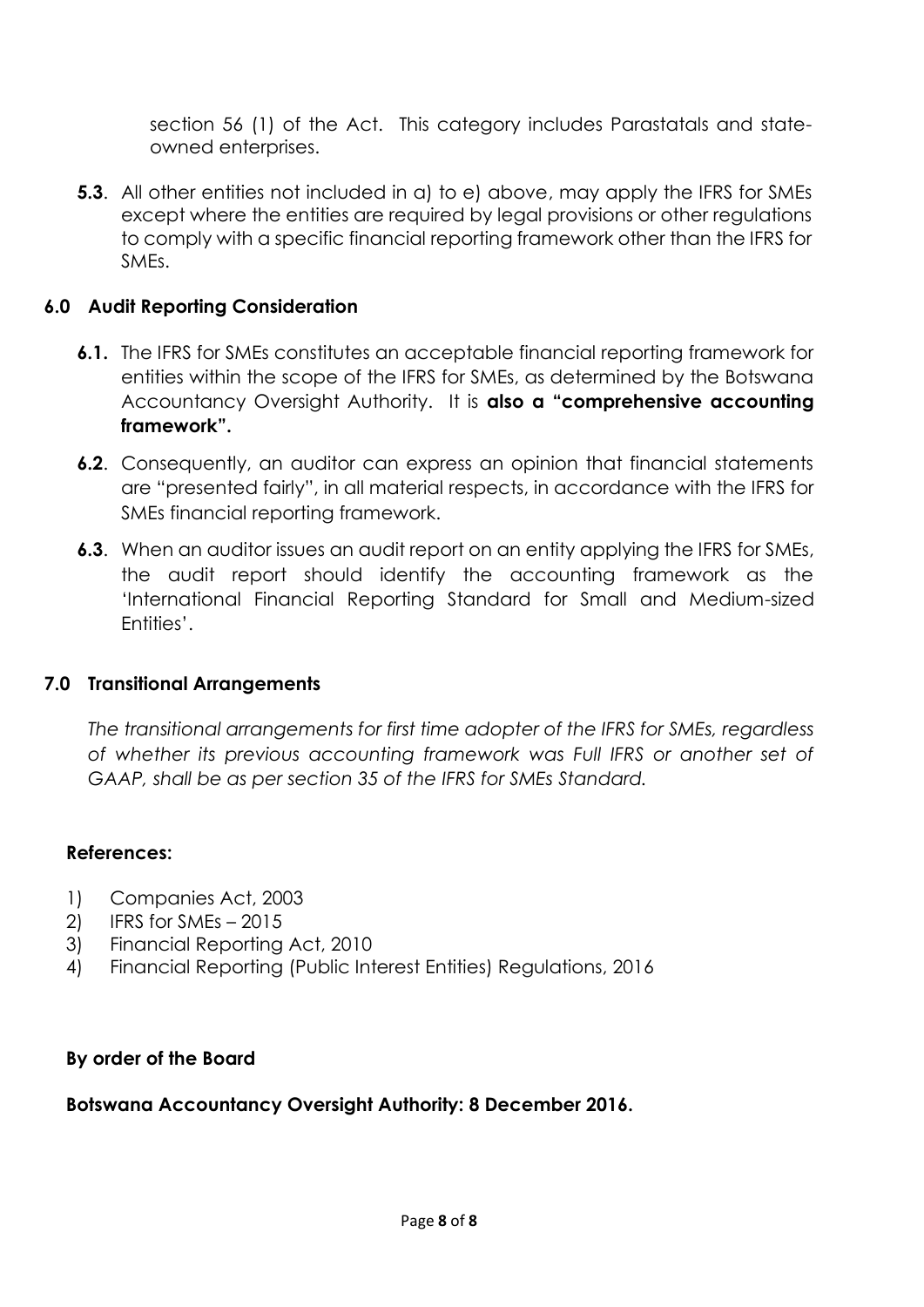section 56 (1) of the Act. This category includes Parastatals and state-owned enterprises.

**5.3**. All other entities not included in a) to e) above, may apply the IFRS for SMEs except where the entities are required by legal provisions or other regulations to comply with a specific financial reporting framework other than the IFRS for SMEs.

## 6.0 Audit Reporting Consideration

**6.1.** The IFRS for SMEs constitutes an acceptable financial reporting framework for entities within the scope of the IFRS for SMEs, as determined by the Botswana Accountancy Oversight Authority. It is **also a "comprehensive accounting framework".**

**6.2**. Consequently, an auditor can express an opinion that financial statements are "presented fairly", in all material respects, in accordance with the IFRS for SMEs financial reporting framework.

**6.3**. When an auditor issues an audit report on an entity applying the IFRS for SMEs, the audit report should identify the accounting framework as the 'International Financial Reporting Standard for Small and Medium-sized Entities'.

## 7.0 Transitional Arrangements

*The transitional arrangements for first time adopter of the IFRS for SMEs, regardless of whether its previous accounting framework was Full IFRS or another set of GAAP, shall be as per section 35 of the IFRS for SMEs Standard.*

**References:**

1) Companies Act, 2003
2) IFRS for SMEs – 2015
3) Financial Reporting Act, 2010
4) Financial Reporting (Public Interest Entities) Regulations, 2016

**By order of the Board**

**Botswana Accountancy Oversight Authority: 8 December 2016.**